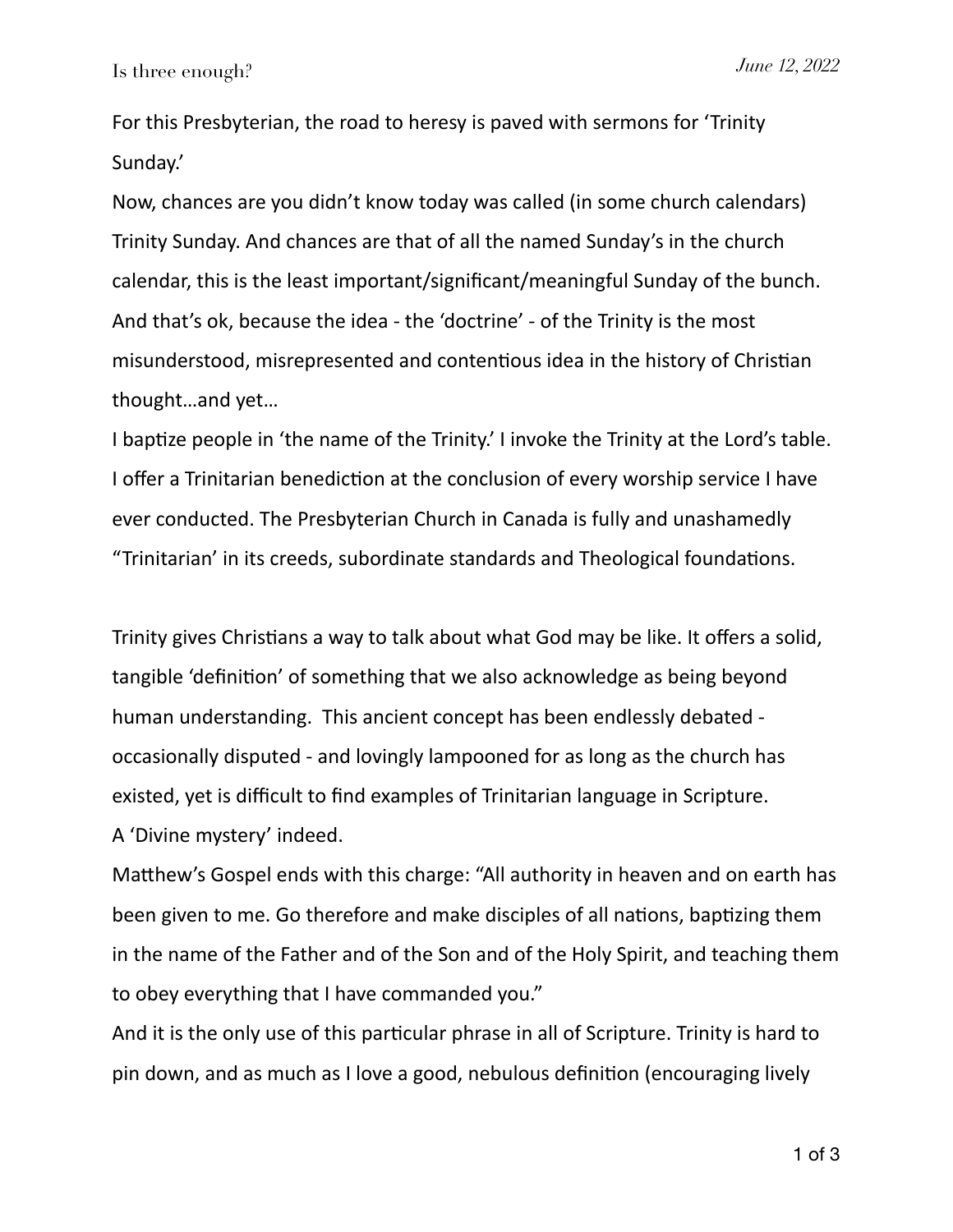For this Presbyterian, the road to heresy is paved with sermons for 'Trinity Sunday.'

Now, chances are you didn't know today was called (in some church calendars) Trinity Sunday. And chances are that of all the named Sunday's in the church calendar, this is the least important/significant/meaningful Sunday of the bunch. And that's ok, because the idea - the 'doctrine' - of the Trinity is the most misunderstood, misrepresented and contentious idea in the history of Christian thought…and yet…

I baptize people in 'the name of the Trinity.' I invoke the Trinity at the Lord's table. I offer a Trinitarian benediction at the conclusion of every worship service I have ever conducted. The Presbyterian Church in Canada is fully and unashamedly "Trinitarian' in its creeds, subordinate standards and Theological foundations.

Trinity gives Christians a way to talk about what God may be like. It offers a solid, tangible 'definition' of something that we also acknowledge as being beyond human understanding. This ancient concept has been endlessly debated - occasionally disputed - and lovingly lampooned for as long as the church has existed, yet is difficult to find examples of Trinitarian language in Scripture.

A 'Divine mystery' indeed.

Matthew's Gospel ends with this charge: "All authority in heaven and on earth has been given to me. Go therefore and make disciples of all nations, baptizing them in the name of the Father and of the Son and of the Holy Spirit, and teaching them to obey everything that I have commanded you."

And it is the only use of this particular phrase in all of Scripture. Trinity is hard to pin down, and as much as I love a good, nebulous definition (encouraging lively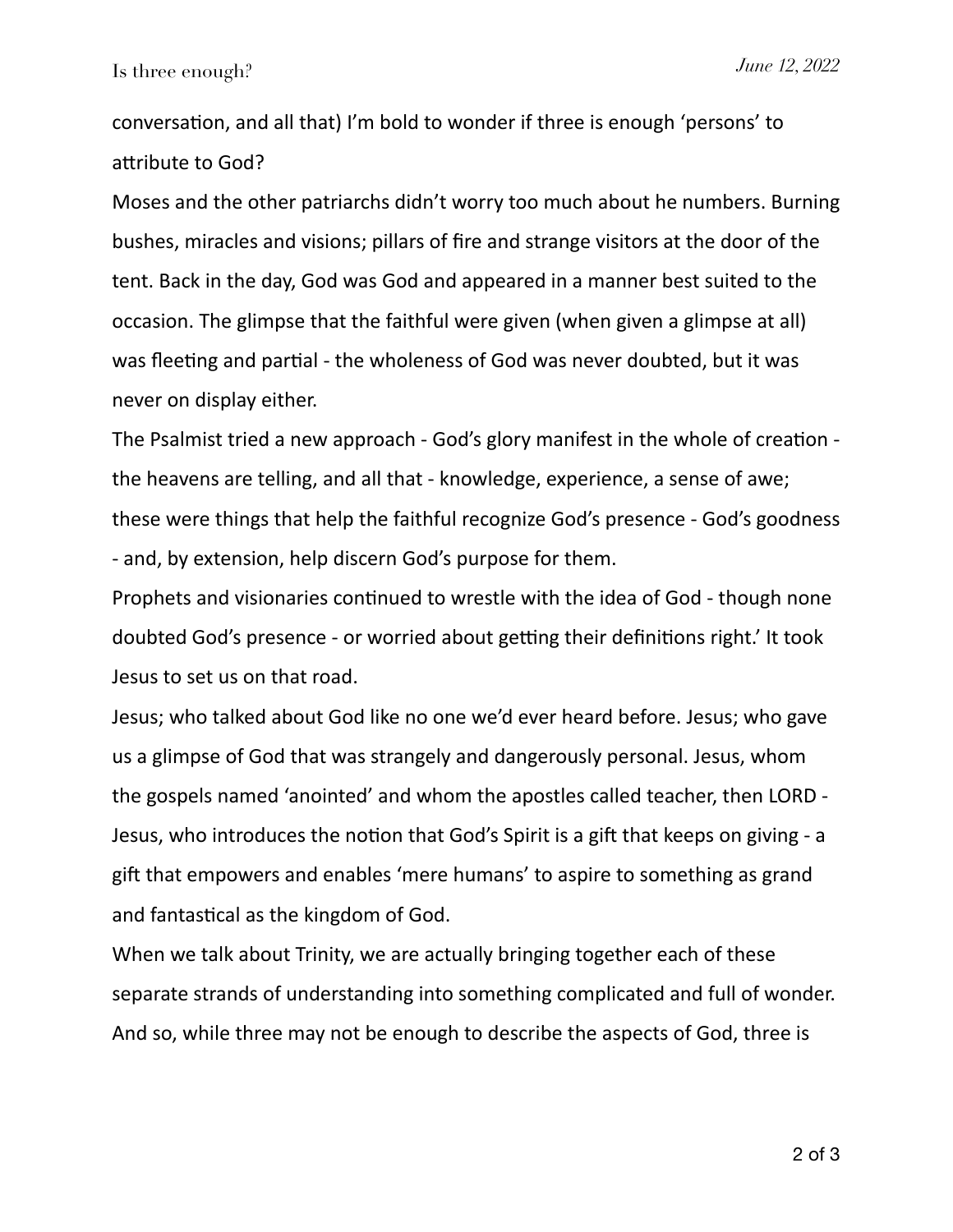conversation, and all that) I'm bold to wonder if three is enough 'persons' to attribute to God?

Moses and the other patriarchs didn't worry too much about he numbers. Burning bushes, miracles and visions; pillars of fire and strange visitors at the door of the tent. Back in the day, God was God and appeared in a manner best suited to the occasion. The glimpse that the faithful were given (when given a glimpse at all) was fleeting and partial - the wholeness of God was never doubted, but it was never on display either.

The Psalmist tried a new approach - God's glory manifest in the whole of creation - the heavens are telling, and all that - knowledge, experience, a sense of awe; these were things that help the faithful recognize God's presence - God's goodness - and, by extension, help discern God's purpose for them.

Prophets and visionaries continued to wrestle with the idea of God - though none doubted God's presence - or worried about getting their definitions right.' It took Jesus to set us on that road.

Jesus; who talked about God like no one we'd ever heard before. Jesus; who gave us a glimpse of God that was strangely and dangerously personal. Jesus, whom the gospels named 'anointed' and whom the apostles called teacher, then LORD - Jesus, who introduces the notion that God's Spirit is a gift that keeps on giving - a gift that empowers and enables 'mere humans' to aspire to something as grand and fantastical as the kingdom of God.

When we talk about Trinity, we are actually bringing together each of these separate strands of understanding into something complicated and full of wonder. And so, while three may not be enough to describe the aspects of God, three is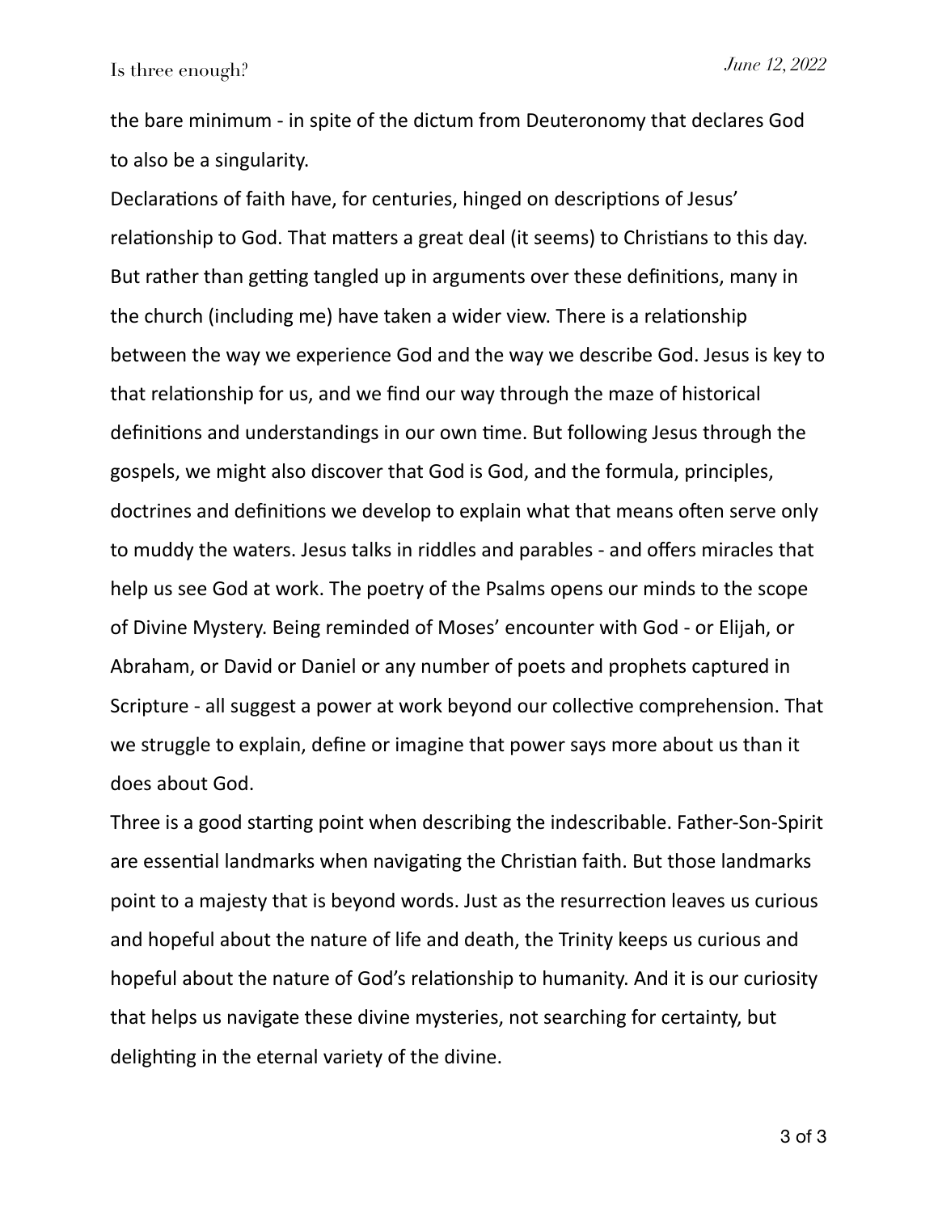the bare minimum - in spite of the dictum from Deuteronomy that declares God to also be a singularity.

Declarations of faith have, for centuries, hinged on descriptions of Jesus' relationship to God. That matters a great deal (it seems) to Christians to this day. But rather than getting tangled up in arguments over these definitions, many in the church (including me) have taken a wider view. There is a relationship between the way we experience God and the way we describe God. Jesus is key to that relationship for us, and we find our way through the maze of historical definitions and understandings in our own time. But following Jesus through the gospels, we might also discover that God is God, and the formula, principles, doctrines and definitions we develop to explain what that means often serve only to muddy the waters. Jesus talks in riddles and parables - and offers miracles that help us see God at work. The poetry of the Psalms opens our minds to the scope of Divine Mystery. Being reminded of Moses' encounter with God - or Elijah, or Abraham, or David or Daniel or any number of poets and prophets captured in Scripture - all suggest a power at work beyond our collective comprehension. That we struggle to explain, define or imagine that power says more about us than it does about God.

Three is a good starting point when describing the indescribable. Father-Son-Spirit are essential landmarks when navigating the Christian faith. But those landmarks point to a majesty that is beyond words. Just as the resurrection leaves us curious and hopeful about the nature of life and death, the Trinity keeps us curious and hopeful about the nature of God's relationship to humanity. And it is our curiosity that helps us navigate these divine mysteries, not searching for certainty, but delighting in the eternal variety of the divine.